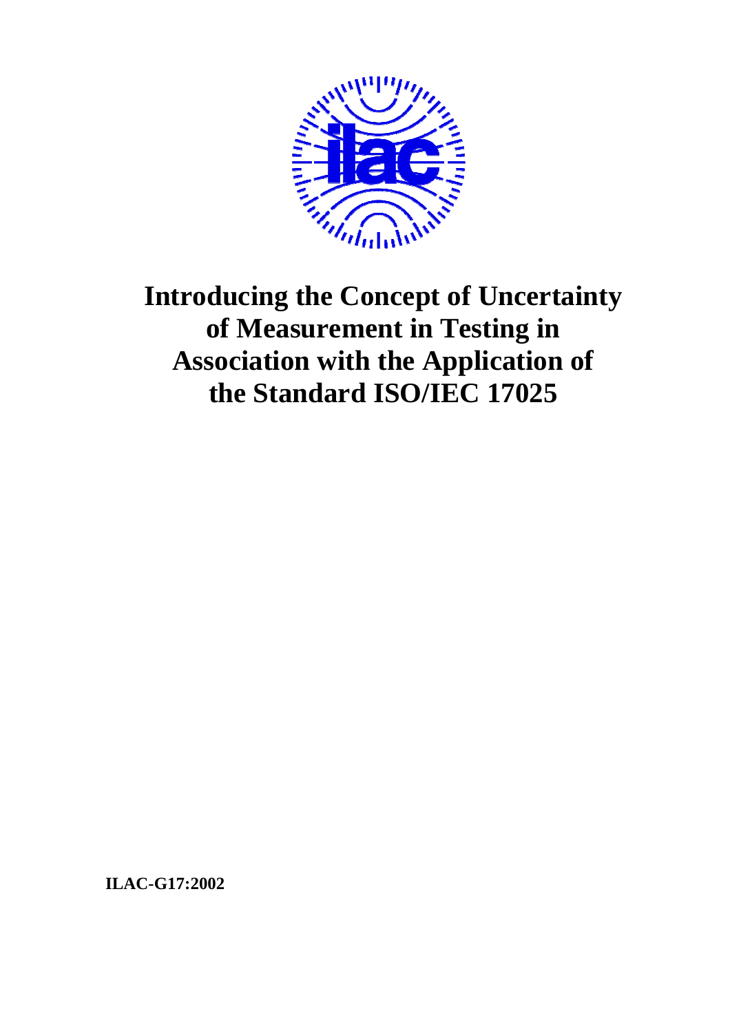# Introducing the Concept of Uncertainty of Measurement in Testing in Association with the Application of the Standard ISO/IEC 17025

**ILAC-G17:2002**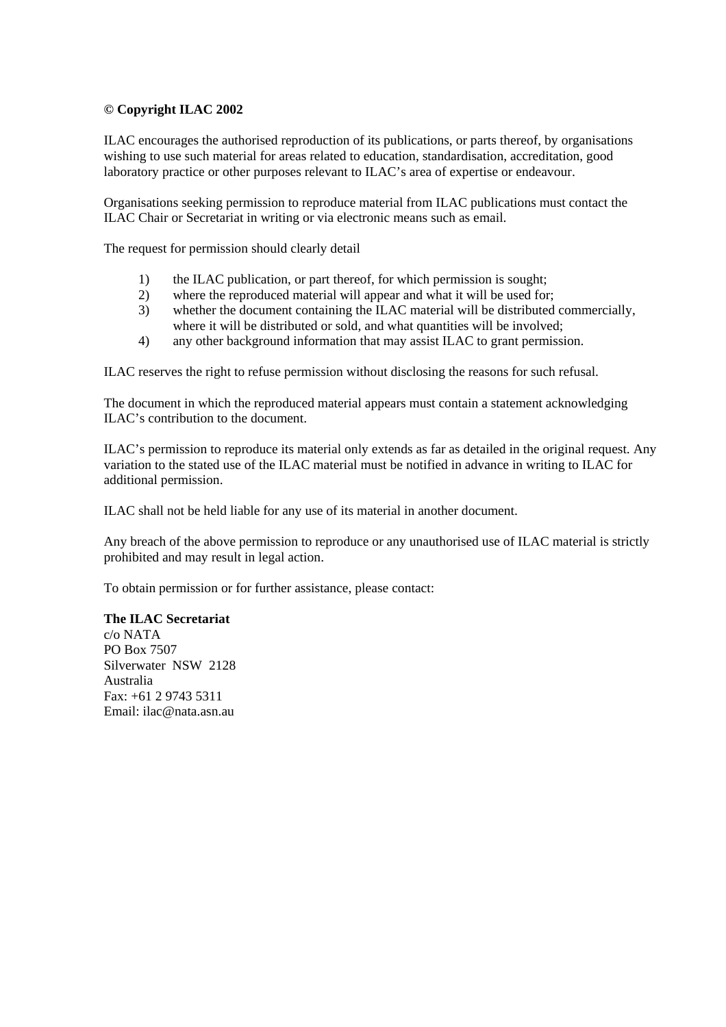**© Copyright ILAC 2002**

ILAC encourages the authorised reproduction of its publications, or parts thereof, by organisations wishing to use such material for areas related to education, standardisation, accreditation, good laboratory practice or other purposes relevant to ILAC's area of expertise or endeavour.

Organisations seeking permission to reproduce material from ILAC publications must contact the ILAC Chair or Secretariat in writing or via electronic means such as email.

The request for permission should clearly detail

1) the ILAC publication, or part thereof, for which permission is sought;
2) where the reproduced material will appear and what it will be used for;
3) whether the document containing the ILAC material will be distributed commercially, where it will be distributed or sold, and what quantities will be involved;
4) any other background information that may assist ILAC to grant permission.

ILAC reserves the right to refuse permission without disclosing the reasons for such refusal.

The document in which the reproduced material appears must contain a statement acknowledging ILAC's contribution to the document.

ILAC's permission to reproduce its material only extends as far as detailed in the original request. Any variation to the stated use of the ILAC material must be notified in advance in writing to ILAC for additional permission.

ILAC shall not be held liable for any use of its material in another document.

Any breach of the above permission to reproduce or any unauthorised use of ILAC material is strictly prohibited and may result in legal action.

To obtain permission or for further assistance, please contact:

**The ILAC Secretariat**
c/o NATA
PO Box 7507
Silverwater NSW 2128
Australia
Fax: +61 2 9743 5311
Email: ilac@nata.asn.au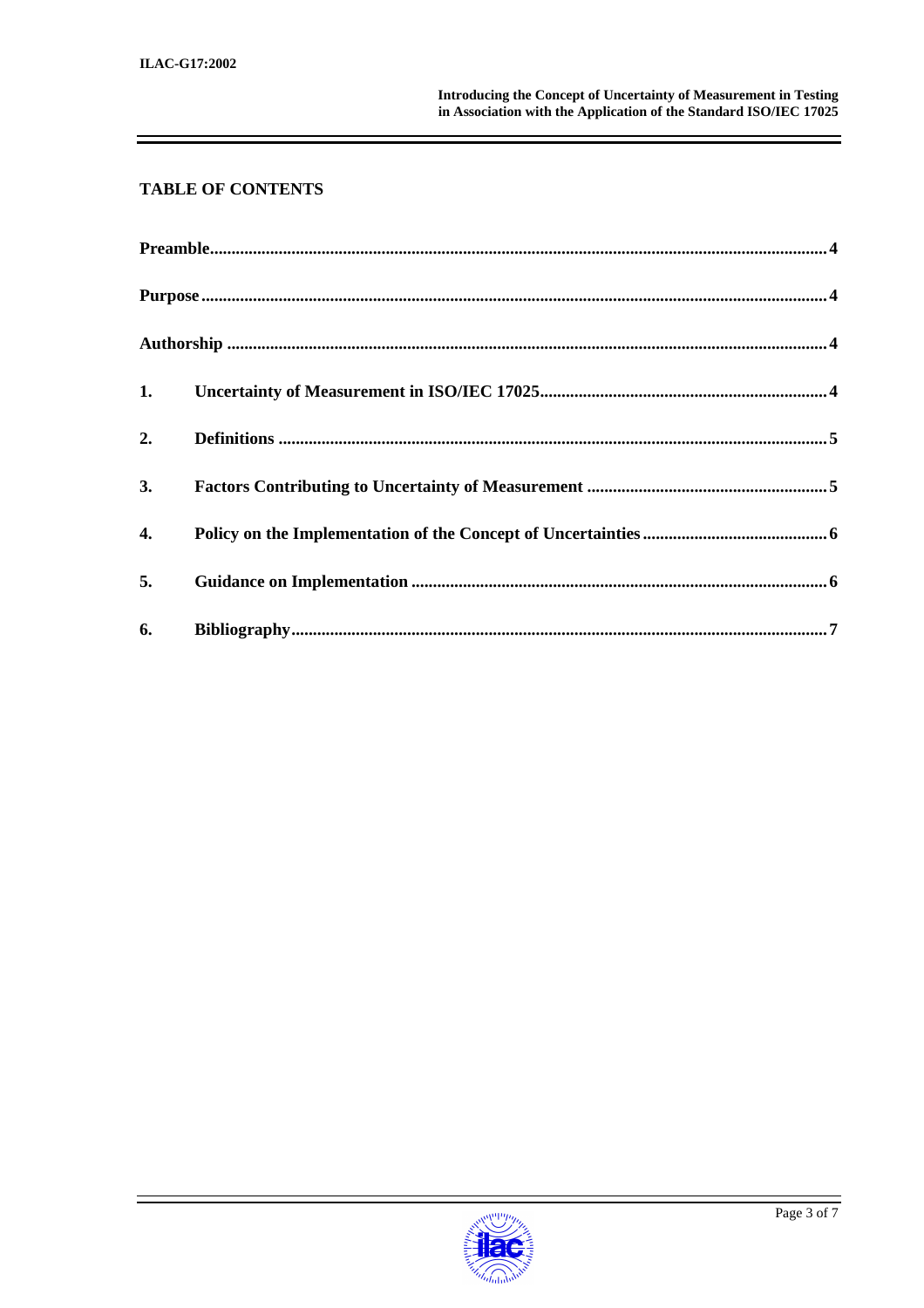## TABLE OF CONTENTS

**Preamble** .......... 4

**Purpose** .......... 4

**Authorship** .......... 4

**1. Uncertainty of Measurement in ISO/IEC 17025** .......... 4

**2. Definitions** .......... 5

**3. Factors Contributing to Uncertainty of Measurement** .......... 5

**4. Policy on the Implementation of the Concept of Uncertainties** .......... 6

**5. Guidance on Implementation** .......... 6

**6. Bibliography** .......... 7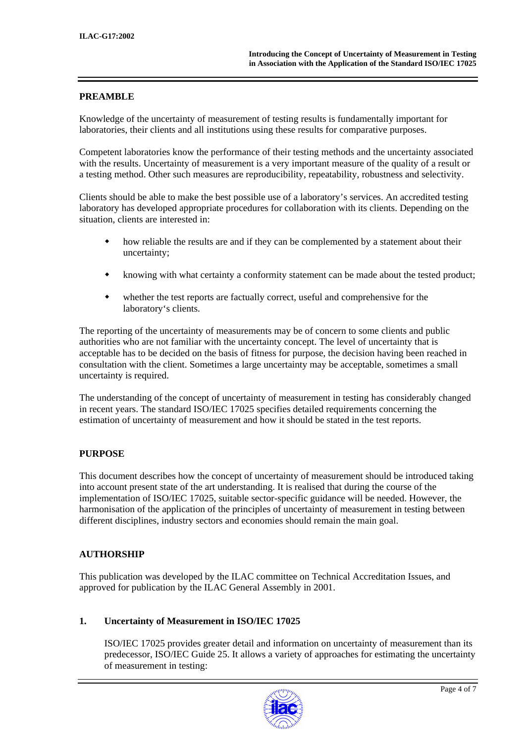## PREAMBLE

Knowledge of the uncertainty of measurement of testing results is fundamentally important for laboratories, their clients and all institutions using these results for comparative purposes.

Competent laboratories know the performance of their testing methods and the uncertainty associated with the results. Uncertainty of measurement is a very important measure of the quality of a result or a testing method. Other such measures are reproducibility, repeatability, robustness and selectivity.

Clients should be able to make the best possible use of a laboratory's services. An accredited testing laboratory has developed appropriate procedures for collaboration with its clients. Depending on the situation, clients are interested in:

- how reliable the results are and if they can be complemented by a statement about their uncertainty;
- knowing with what certainty a conformity statement can be made about the tested product;
- whether the test reports are factually correct, useful and comprehensive for the laboratory's clients.

The reporting of the uncertainty of measurements may be of concern to some clients and public authorities who are not familiar with the uncertainty concept. The level of uncertainty that is acceptable has to be decided on the basis of fitness for purpose, the decision having been reached in consultation with the client. Sometimes a large uncertainty may be acceptable, sometimes a small uncertainty is required.

The understanding of the concept of uncertainty of measurement in testing has considerably changed in recent years. The standard ISO/IEC 17025 specifies detailed requirements concerning the estimation of uncertainty of measurement and how it should be stated in the test reports.

## PURPOSE

This document describes how the concept of uncertainty of measurement should be introduced taking into account present state of the art understanding. It is realised that during the course of the implementation of ISO/IEC 17025, suitable sector-specific guidance will be needed. However, the harmonisation of the application of the principles of uncertainty of measurement in testing between different disciplines, industry sectors and economies should remain the main goal.

## AUTHORSHIP

This publication was developed by the ILAC committee on Technical Accreditation Issues, and approved for publication by the ILAC General Assembly in 2001.

## 1. Uncertainty of Measurement in ISO/IEC 17025

ISO/IEC 17025 provides greater detail and information on uncertainty of measurement than its predecessor, ISO/IEC Guide 25. It allows a variety of approaches for estimating the uncertainty of measurement in testing: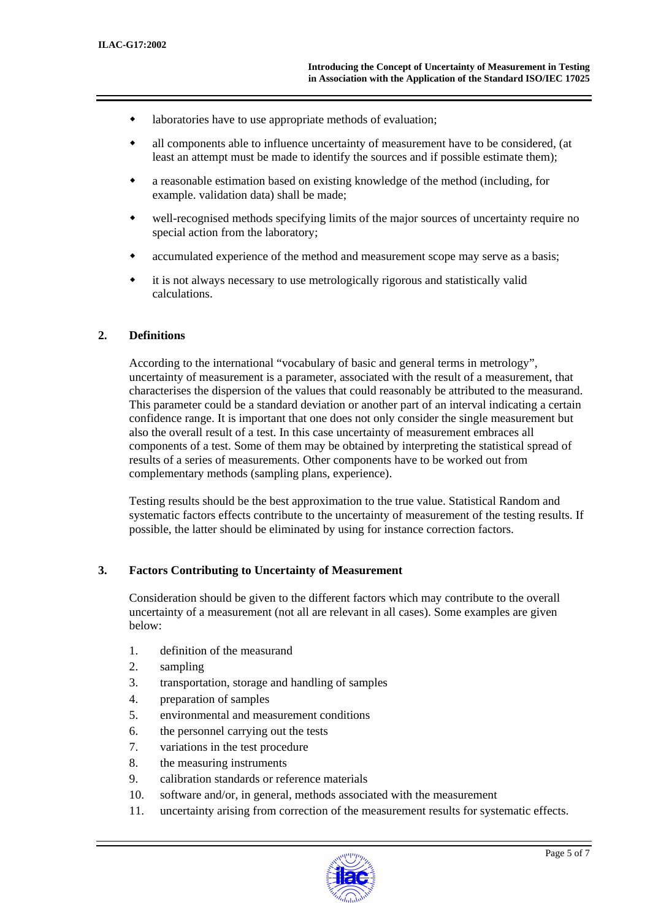- laboratories have to use appropriate methods of evaluation;
- all components able to influence uncertainty of measurement have to be considered, (at least an attempt must be made to identify the sources and if possible estimate them);
- a reasonable estimation based on existing knowledge of the method (including, for example. validation data) shall be made;
- well-recognised methods specifying limits of the major sources of uncertainty require no special action from the laboratory;
- accumulated experience of the method and measurement scope may serve as a basis;
- it is not always necessary to use metrologically rigorous and statistically valid calculations.

## 2. Definitions

According to the international "vocabulary of basic and general terms in metrology", uncertainty of measurement is a parameter, associated with the result of a measurement, that characterises the dispersion of the values that could reasonably be attributed to the measurand. This parameter could be a standard deviation or another part of an interval indicating a certain confidence range. It is important that one does not only consider the single measurement but also the overall result of a test. In this case uncertainty of measurement embraces all components of a test. Some of them may be obtained by interpreting the statistical spread of results of a series of measurements. Other components have to be worked out from complementary methods (sampling plans, experience).

Testing results should be the best approximation to the true value. Statistical Random and systematic factors effects contribute to the uncertainty of measurement of the testing results. If possible, the latter should be eliminated by using for instance correction factors.

## 3. Factors Contributing to Uncertainty of Measurement

Consideration should be given to the different factors which may contribute to the overall uncertainty of a measurement (not all are relevant in all cases). Some examples are given below:

1. definition of the measurand
2. sampling
3. transportation, storage and handling of samples
4. preparation of samples
5. environmental and measurement conditions
6. the personnel carrying out the tests
7. variations in the test procedure
8. the measuring instruments
9. calibration standards or reference materials
10. software and/or, in general, methods associated with the measurement
11. uncertainty arising from correction of the measurement results for systematic effects.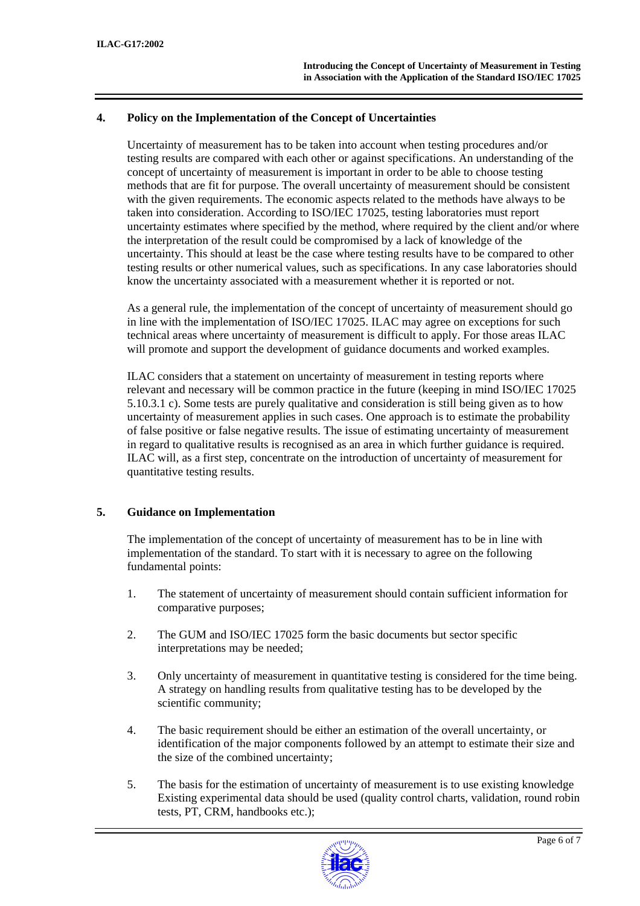## 4. Policy on the Implementation of the Concept of Uncertainties

Uncertainty of measurement has to be taken into account when testing procedures and/or testing results are compared with each other or against specifications. An understanding of the concept of uncertainty of measurement is important in order to be able to choose testing methods that are fit for purpose. The overall uncertainty of measurement should be consistent with the given requirements. The economic aspects related to the methods have always to be taken into consideration. According to ISO/IEC 17025, testing laboratories must report uncertainty estimates where specified by the method, where required by the client and/or where the interpretation of the result could be compromised by a lack of knowledge of the uncertainty. This should at least be the case where testing results have to be compared to other testing results or other numerical values, such as specifications. In any case laboratories should know the uncertainty associated with a measurement whether it is reported or not.

As a general rule, the implementation of the concept of uncertainty of measurement should go in line with the implementation of ISO/IEC 17025. ILAC may agree on exceptions for such technical areas where uncertainty of measurement is difficult to apply. For those areas ILAC will promote and support the development of guidance documents and worked examples.

ILAC considers that a statement on uncertainty of measurement in testing reports where relevant and necessary will be common practice in the future (keeping in mind ISO/IEC 17025 5.10.3.1 c). Some tests are purely qualitative and consideration is still being given as to how uncertainty of measurement applies in such cases. One approach is to estimate the probability of false positive or false negative results. The issue of estimating uncertainty of measurement in regard to qualitative results is recognised as an area in which further guidance is required. ILAC will, as a first step, concentrate on the introduction of uncertainty of measurement for quantitative testing results.

## 5. Guidance on Implementation

The implementation of the concept of uncertainty of measurement has to be in line with implementation of the standard. To start with it is necessary to agree on the following fundamental points:

1. The statement of uncertainty of measurement should contain sufficient information for comparative purposes;

2. The GUM and ISO/IEC 17025 form the basic documents but sector specific interpretations may be needed;

3. Only uncertainty of measurement in quantitative testing is considered for the time being. A strategy on handling results from qualitative testing has to be developed by the scientific community;

4. The basic requirement should be either an estimation of the overall uncertainty, or identification of the major components followed by an attempt to estimate their size and the size of the combined uncertainty;

5. The basis for the estimation of uncertainty of measurement is to use existing knowledge Existing experimental data should be used (quality control charts, validation, round robin tests, PT, CRM, handbooks etc.);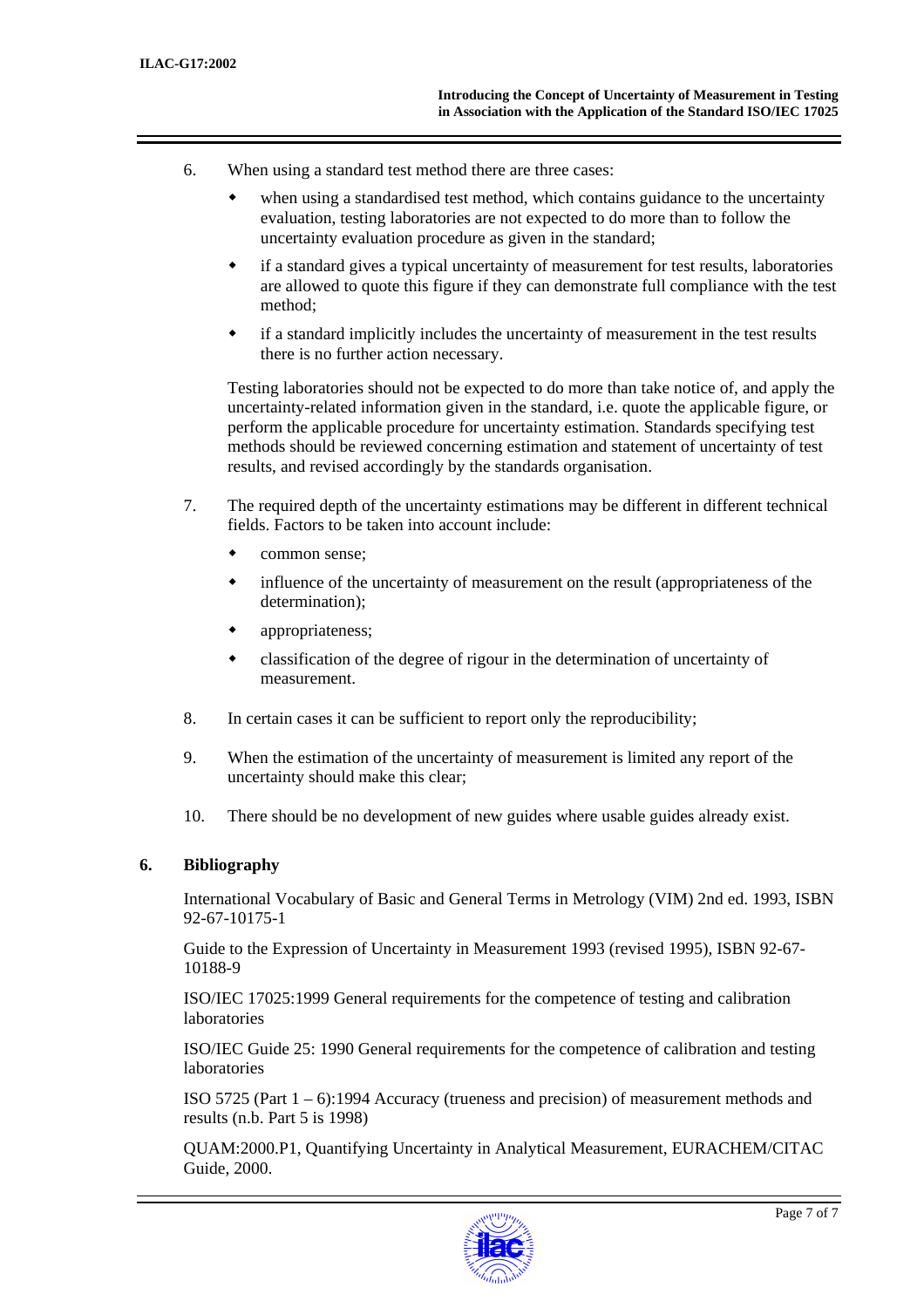6. When using a standard test method there are three cases:

   - when using a standardised test method, which contains guidance to the uncertainty evaluation, testing laboratories are not expected to do more than to follow the uncertainty evaluation procedure as given in the standard;
   - if a standard gives a typical uncertainty of measurement for test results, laboratories are allowed to quote this figure if they can demonstrate full compliance with the test method;
   - if a standard implicitly includes the uncertainty of measurement in the test results there is no further action necessary.

   Testing laboratories should not be expected to do more than take notice of, and apply the uncertainty-related information given in the standard, i.e. quote the applicable figure, or perform the applicable procedure for uncertainty estimation. Standards specifying test methods should be reviewed concerning estimation and statement of uncertainty of test results, and revised accordingly by the standards organisation.

7. The required depth of the uncertainty estimations may be different in different technical fields. Factors to be taken into account include:

   - common sense;
   - influence of the uncertainty of measurement on the result (appropriateness of the determination);
   - appropriateness;
   - classification of the degree of rigour in the determination of uncertainty of measurement.

8. In certain cases it can be sufficient to report only the reproducibility;

9. When the estimation of the uncertainty of measurement is limited any report of the uncertainty should make this clear;

10. There should be no development of new guides where usable guides already exist.

## 6. Bibliography

International Vocabulary of Basic and General Terms in Metrology (VIM) 2nd ed. 1993, ISBN 92-67-10175-1

Guide to the Expression of Uncertainty in Measurement 1993 (revised 1995), ISBN 92-67-10188-9

ISO/IEC 17025:1999 General requirements for the competence of testing and calibration laboratories

ISO/IEC Guide 25: 1990 General requirements for the competence of calibration and testing laboratories

ISO 5725 (Part 1 – 6):1994 Accuracy (trueness and precision) of measurement methods and results (n.b. Part 5 is 1998)

QUAM:2000.P1, Quantifying Uncertainty in Analytical Measurement, EURACHEM/CITAC Guide, 2000.